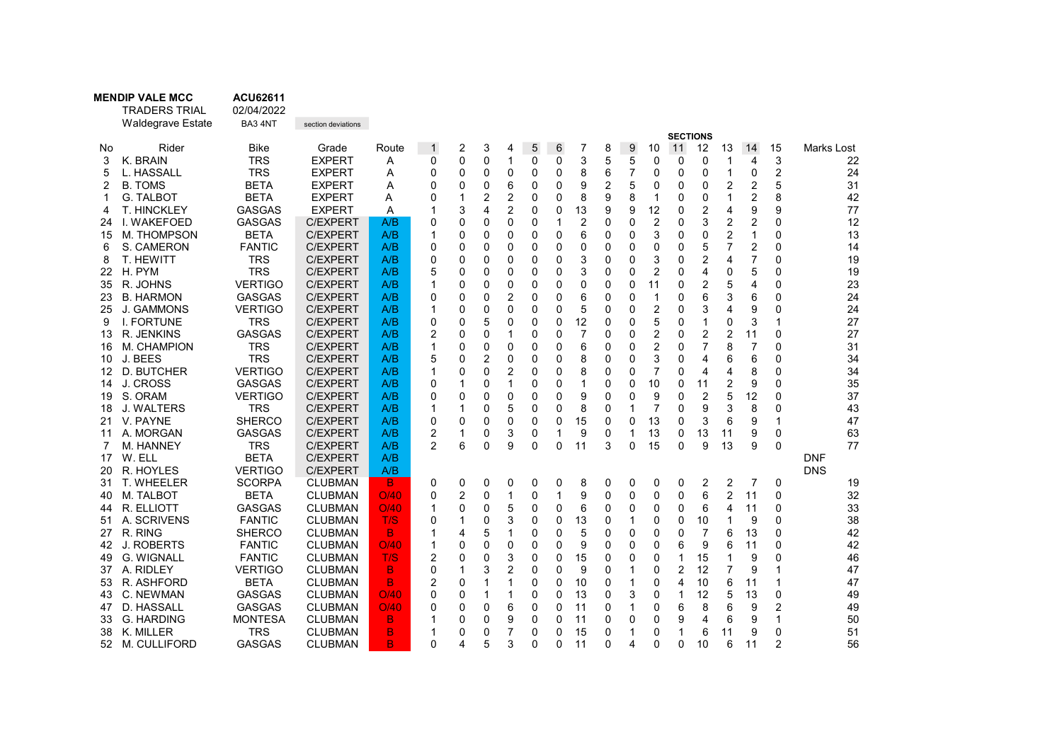**MENDIP VALE MCC** **ACU62611**

TRADERS TRIAL 02/04/2022

Waldegrave Estate BA3 4NT section deviations

| No | Rider | Bike | Grade | Route | SECTIONS 1 | 2 | 3 | 4 | 5 | 6 | 7 | 8 | 9 | 10 | 11 | 12 | 13 | 14 | 15 | Marks Lost |
|---|---|---|---|---|---|---|---|---|---|---|---|---|---|---|---|---|---|---|---|---|
| 3 | K. BRAIN | TRS | EXPERT | A | 0 | 0 | 0 | 1 | 0 | 0 | 3 | 5 | 5 | 0 | 0 | 0 | 1 | 4 | 3 | 22 |
| 5 | L. HASSALL | TRS | EXPERT | A | 0 | 0 | 0 | 0 | 0 | 0 | 8 | 6 | 7 | 0 | 0 | 0 | 1 | 0 | 2 | 24 |
| 2 | B. TOMS | BETA | EXPERT | A | 0 | 0 | 0 | 6 | 0 | 0 | 9 | 2 | 5 | 0 | 0 | 0 | 2 | 2 | 5 | 31 |
| 1 | G. TALBOT | BETA | EXPERT | A | 0 | 1 | 2 | 2 | 0 | 0 | 8 | 9 | 8 | 1 | 0 | 0 | 1 | 2 | 8 | 42 |
| 4 | T. HINCKLEY | GASGAS | EXPERT | A | 1 | 3 | 4 | 2 | 0 | 0 | 13 | 9 | 9 | 12 | 0 | 2 | 4 | 9 | 9 | 77 |
| 24 | I. WAKEFOED | GASGAS | C/EXPERT | A/B | 0 | 0 | 0 | 0 | 0 | 1 | 2 | 0 | 0 | 2 | 0 | 3 | 2 | 2 | 0 | 12 |
| 15 | M. THOMPSON | BETA | C/EXPERT | A/B | 1 | 0 | 0 | 0 | 0 | 0 | 6 | 0 | 0 | 3 | 0 | 0 | 2 | 1 | 0 | 13 |
| 6 | S. CAMERON | FANTIC | C/EXPERT | A/B | 0 | 0 | 0 | 0 | 0 | 0 | 0 | 0 | 0 | 0 | 0 | 5 | 7 | 2 | 0 | 14 |
| 8 | T. HEWITT | TRS | C/EXPERT | A/B | 0 | 0 | 0 | 0 | 0 | 0 | 3 | 0 | 0 | 3 | 0 | 2 | 4 | 7 | 0 | 19 |
| 22 | H. PYM | TRS | C/EXPERT | A/B | 5 | 0 | 0 | 0 | 0 | 0 | 3 | 0 | 0 | 2 | 0 | 4 | 0 | 5 | 0 | 19 |
| 35 | R. JOHNS | VERTIGO | C/EXPERT | A/B | 1 | 0 | 0 | 0 | 0 | 0 | 0 | 0 | 0 | 11 | 0 | 2 | 5 | 4 | 0 | 23 |
| 23 | B. HARMON | GASGAS | C/EXPERT | A/B | 0 | 0 | 0 | 2 | 0 | 0 | 6 | 0 | 0 | 1 | 0 | 6 | 3 | 6 | 0 | 24 |
| 25 | J. GAMMONS | VERTIGO | C/EXPERT | A/B | 1 | 0 | 0 | 0 | 0 | 0 | 5 | 0 | 0 | 2 | 0 | 3 | 4 | 9 | 0 | 24 |
| 9 | I. FORTUNE | TRS | C/EXPERT | A/B | 0 | 0 | 5 | 0 | 0 | 0 | 12 | 0 | 0 | 5 | 0 | 1 | 0 | 3 | 1 | 27 |
| 13 | R. JENKINS | GASGAS | C/EXPERT | A/B | 2 | 0 | 0 | 1 | 0 | 0 | 7 | 0 | 0 | 2 | 0 | 2 | 2 | 11 | 0 | 27 |
| 16 | M. CHAMPION | TRS | C/EXPERT | A/B | 1 | 0 | 0 | 0 | 0 | 0 | 6 | 0 | 0 | 2 | 0 | 7 | 8 | 7 | 0 | 31 |
| 10 | J. BEES | TRS | C/EXPERT | A/B | 5 | 0 | 2 | 0 | 0 | 0 | 8 | 0 | 0 | 3 | 0 | 4 | 6 | 6 | 0 | 34 |
| 12 | D. BUTCHER | VERTIGO | C/EXPERT | A/B | 1 | 0 | 0 | 2 | 0 | 0 | 8 | 0 | 0 | 7 | 0 | 4 | 4 | 8 | 0 | 34 |
| 14 | J. CROSS | GASGAS | C/EXPERT | A/B | 0 | 1 | 0 | 1 | 0 | 0 | 1 | 0 | 0 | 10 | 0 | 11 | 2 | 9 | 0 | 35 |
| 19 | S. ORAM | VERTIGO | C/EXPERT | A/B | 0 | 0 | 0 | 0 | 0 | 0 | 9 | 0 | 0 | 9 | 0 | 2 | 5 | 12 | 0 | 37 |
| 18 | J. WALTERS | TRS | C/EXPERT | A/B | 1 | 1 | 0 | 5 | 0 | 0 | 8 | 0 | 1 | 7 | 0 | 9 | 3 | 8 | 0 | 43 |
| 21 | V. PAYNE | SHERCO | C/EXPERT | A/B | 0 | 0 | 0 | 0 | 0 | 0 | 15 | 0 | 0 | 13 | 0 | 3 | 6 | 9 | 1 | 47 |
| 11 | A. MORGAN | GASGAS | C/EXPERT | A/B | 2 | 1 | 0 | 3 | 0 | 1 | 9 | 0 | 1 | 13 | 0 | 13 | 11 | 9 | 0 | 63 |
| 7 | M. HANNEY | TRS | C/EXPERT | A/B | 2 | 6 | 0 | 9 | 0 | 0 | 11 | 3 | 0 | 15 | 0 | 9 | 13 | 9 | 0 | 77 |
| 17 | W. ELL | BETA | C/EXPERT | A/B | | | | | | | | | | | | | | | | DNF |
| 20 | R. HOYLES | VERTIGO | C/EXPERT | A/B | | | | | | | | | | | | | | | | DNS |
| 31 | T. WHEELER | SCORPA | CLUBMAN | B | 0 | 0 | 0 | 0 | 0 | 0 | 8 | 0 | 0 | 0 | 0 | 2 | 2 | 7 | 0 | 19 |
| 40 | M. TALBOT | BETA | CLUBMAN | O/40 | 0 | 2 | 0 | 1 | 0 | 1 | 9 | 0 | 0 | 0 | 0 | 6 | 2 | 11 | 0 | 32 |
| 44 | R. ELLIOTT | GASGAS | CLUBMAN | O/40 | 1 | 0 | 0 | 5 | 0 | 0 | 6 | 0 | 0 | 0 | 0 | 6 | 4 | 11 | 0 | 33 |
| 51 | A. SCRIVENS | FANTIC | CLUBMAN | T/S | 0 | 1 | 0 | 3 | 0 | 0 | 13 | 0 | 1 | 0 | 0 | 10 | 1 | 9 | 0 | 38 |
| 27 | R. RING | SHERCO | CLUBMAN | B | 1 | 4 | 5 | 1 | 0 | 0 | 5 | 0 | 0 | 0 | 0 | 7 | 6 | 13 | 0 | 42 |
| 42 | J. ROBERTS | FANTIC | CLUBMAN | O/40 | 1 | 0 | 0 | 0 | 0 | 0 | 9 | 0 | 0 | 0 | 6 | 9 | 6 | 11 | 0 | 42 |
| 49 | G. WIGNALL | FANTIC | CLUBMAN | T/S | 2 | 0 | 0 | 3 | 0 | 0 | 15 | 0 | 0 | 0 | 1 | 15 | 1 | 9 | 0 | 46 |
| 37 | A. RIDLEY | VERTIGO | CLUBMAN | B | 0 | 1 | 3 | 2 | 0 | 0 | 9 | 0 | 1 | 0 | 2 | 12 | 7 | 9 | 1 | 47 |
| 53 | R. ASHFORD | BETA | CLUBMAN | B | 2 | 0 | 1 | 1 | 0 | 0 | 10 | 0 | 1 | 0 | 4 | 10 | 6 | 11 | 1 | 47 |
| 43 | C. NEWMAN | GASGAS | CLUBMAN | O/40 | 0 | 0 | 1 | 1 | 0 | 0 | 13 | 0 | 3 | 0 | 1 | 12 | 5 | 13 | 0 | 49 |
| 47 | D. HASSALL | GASGAS | CLUBMAN | O/40 | 0 | 0 | 0 | 6 | 0 | 0 | 11 | 0 | 1 | 0 | 6 | 8 | 6 | 9 | 2 | 49 |
| 33 | G. HARDING | MONTESA | CLUBMAN | B | 1 | 0 | 0 | 9 | 0 | 0 | 11 | 0 | 0 | 0 | 9 | 4 | 6 | 9 | 1 | 50 |
| 38 | K. MILLER | TRS | CLUBMAN | B | 1 | 0 | 0 | 7 | 0 | 0 | 15 | 0 | 1 | 0 | 1 | 6 | 11 | 9 | 0 | 51 |
| 52 | M. CULLIFORD | GASGAS | CLUBMAN | B | 0 | 4 | 5 | 3 | 0 | 0 | 11 | 0 | 4 | 0 | 0 | 10 | 6 | 11 | 2 | 56 |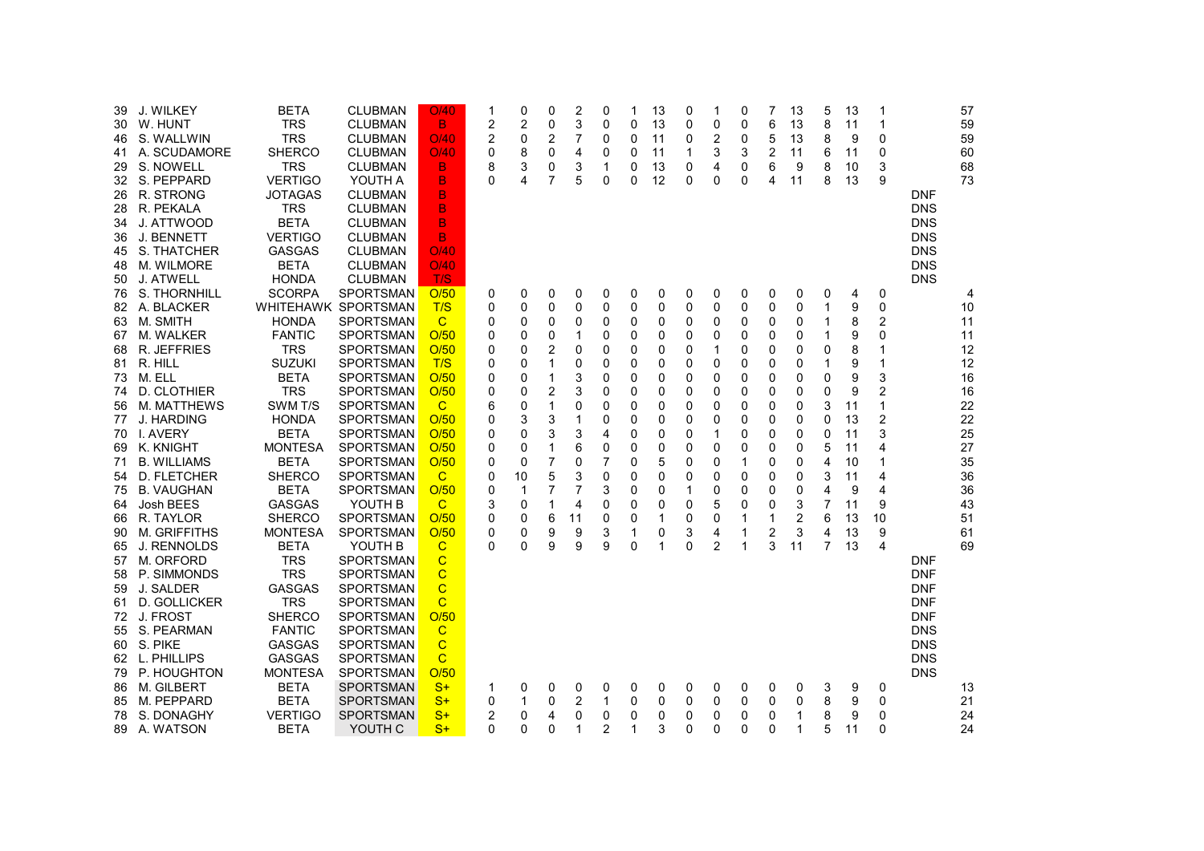| | | | | | | | | | | | | | | | | | | | | | | |
|---|---|---|---|---|---|---|---|---|---|---|---|---|---|---|---|---|---|---|---|---|---|---|
| 39 | J. WILKEY | BETA | CLUBMAN | O/40 | 1 | 0 | 0 | 2 | 0 | 1 | 13 | 0 | 1 | 0 | 7 | 13 | 5 | 13 | 1 | | 57 |
| 30 | W. HUNT | TRS | CLUBMAN | B | 2 | 2 | 0 | 3 | 0 | 0 | 13 | 0 | 0 | 0 | 6 | 13 | 8 | 11 | 1 | | 59 |
| 46 | S. WALLWIN | TRS | CLUBMAN | O/40 | 2 | 0 | 2 | 7 | 0 | 0 | 11 | 0 | 2 | 0 | 5 | 13 | 8 | 9 | 0 | | 59 |
| 41 | A. SCUDAMORE | SHERCO | CLUBMAN | O/40 | 0 | 8 | 0 | 4 | 0 | 0 | 11 | 1 | 3 | 3 | 2 | 11 | 6 | 11 | 0 | | 60 |
| 29 | S. NOWELL | TRS | CLUBMAN | B | 8 | 3 | 0 | 3 | 1 | 0 | 13 | 0 | 4 | 0 | 6 | 9 | 8 | 10 | 3 | | 68 |
| 32 | S. PEPPARD | VERTIGO | YOUTH A | B | 0 | 4 | 7 | 5 | 0 | 0 | 12 | 0 | 0 | 0 | 4 | 11 | 8 | 13 | 9 | | 73 |
| 26 | R. STRONG | JOTAGAS | CLUBMAN | B | | | | | | | | | | | | | | | | DNF | |
| 28 | R. PEKALA | TRS | CLUBMAN | B | | | | | | | | | | | | | | | | DNS | |
| 34 | J. ATTWOOD | BETA | CLUBMAN | B | | | | | | | | | | | | | | | | DNS | |
| 36 | J. BENNETT | VERTIGO | CLUBMAN | B | | | | | | | | | | | | | | | | DNS | |
| 45 | S. THATCHER | GASGAS | CLUBMAN | O/40 | | | | | | | | | | | | | | | | DNS | |
| 48 | M. WILMORE | BETA | CLUBMAN | O/40 | | | | | | | | | | | | | | | | DNS | |
| 50 | J. ATWELL | HONDA | CLUBMAN | T/S | | | | | | | | | | | | | | | | DNS | |
| 76 | S. THORNHILL | SCORPA | SPORTSMAN | O/50 | 0 | 0 | 0 | 0 | 0 | 0 | 0 | 0 | 0 | 0 | 0 | 0 | 0 | 4 | 0 | | 4 |
| 82 | A. BLACKER | WHITEHAWK | SPORTSMAN | T/S | 0 | 0 | 0 | 0 | 0 | 0 | 0 | 0 | 0 | 0 | 0 | 0 | 1 | 9 | 0 | | 10 |
| 63 | M. SMITH | HONDA | SPORTSMAN | C | 0 | 0 | 0 | 0 | 0 | 0 | 0 | 0 | 0 | 0 | 0 | 0 | 1 | 8 | 2 | | 11 |
| 67 | M. WALKER | FANTIC | SPORTSMAN | O/50 | 0 | 0 | 0 | 1 | 0 | 0 | 0 | 0 | 0 | 0 | 0 | 0 | 1 | 9 | 0 | | 11 |
| 68 | R. JEFFRIES | TRS | SPORTSMAN | O/50 | 0 | 0 | 2 | 0 | 0 | 0 | 0 | 0 | 1 | 0 | 0 | 0 | 0 | 8 | 1 | | 12 |
| 81 | R. HILL | SUZUKI | SPORTSMAN | T/S | 0 | 0 | 1 | 0 | 0 | 0 | 0 | 0 | 0 | 0 | 0 | 0 | 1 | 9 | 1 | | 12 |
| 73 | M. ELL | BETA | SPORTSMAN | O/50 | 0 | 0 | 1 | 3 | 0 | 0 | 0 | 0 | 0 | 0 | 0 | 0 | 0 | 9 | 3 | | 16 |
| 74 | D. CLOTHIER | TRS | SPORTSMAN | O/50 | 0 | 0 | 2 | 3 | 0 | 0 | 0 | 0 | 0 | 0 | 0 | 0 | 0 | 9 | 2 | | 16 |
| 56 | M. MATTHEWS | SWM T/S | SPORTSMAN | C | 6 | 0 | 1 | 0 | 0 | 0 | 0 | 0 | 0 | 0 | 0 | 0 | 3 | 11 | 1 | | 22 |
| 77 | J. HARDING | HONDA | SPORTSMAN | O/50 | 0 | 3 | 3 | 1 | 0 | 0 | 0 | 0 | 0 | 0 | 0 | 0 | 0 | 13 | 2 | | 22 |
| 70 | I. AVERY | BETA | SPORTSMAN | O/50 | 0 | 0 | 3 | 3 | 4 | 0 | 0 | 0 | 1 | 0 | 0 | 0 | 0 | 11 | 3 | | 25 |
| 69 | K. KNIGHT | MONTESA | SPORTSMAN | O/50 | 0 | 0 | 1 | 6 | 0 | 0 | 0 | 0 | 0 | 0 | 0 | 0 | 5 | 11 | 4 | | 27 |
| 71 | B. WILLIAMS | BETA | SPORTSMAN | O/50 | 0 | 0 | 7 | 0 | 7 | 0 | 5 | 0 | 0 | 1 | 0 | 0 | 4 | 10 | 1 | | 35 |
| 54 | D. FLETCHER | SHERCO | SPORTSMAN | C | 0 | 10 | 5 | 3 | 0 | 0 | 0 | 0 | 0 | 0 | 0 | 0 | 3 | 11 | 4 | | 36 |
| 75 | B. VAUGHAN | BETA | SPORTSMAN | O/50 | 0 | 1 | 7 | 7 | 3 | 0 | 0 | 1 | 0 | 0 | 0 | 0 | 4 | 9 | 4 | | 36 |
| 64 | Josh BEES | GASGAS | YOUTH B | C | 3 | 0 | 1 | 4 | 0 | 0 | 0 | 0 | 5 | 0 | 0 | 3 | 7 | 11 | 9 | | 43 |
| 66 | R. TAYLOR | SHERCO | SPORTSMAN | O/50 | 0 | 0 | 6 | 11 | 0 | 0 | 1 | 0 | 0 | 1 | 1 | 2 | 6 | 13 | 10 | | 51 |
| 90 | M. GRIFFITHS | MONTESA | SPORTSMAN | O/50 | 0 | 0 | 9 | 9 | 3 | 1 | 0 | 3 | 4 | 1 | 2 | 3 | 4 | 13 | 9 | | 61 |
| 65 | J. RENNOLDS | BETA | YOUTH B | C | 0 | 0 | 9 | 9 | 9 | 0 | 1 | 0 | 2 | 1 | 3 | 11 | 7 | 13 | 4 | | 69 |
| 57 | M. ORFORD | TRS | SPORTSMAN | C | | | | | | | | | | | | | | | | DNF | |
| 58 | P. SIMMONDS | TRS | SPORTSMAN | C | | | | | | | | | | | | | | | | DNF | |
| 59 | J. SALDER | GASGAS | SPORTSMAN | C | | | | | | | | | | | | | | | | DNF | |
| 61 | D. GOLLICKER | TRS | SPORTSMAN | C | | | | | | | | | | | | | | | | DNF | |
| 72 | J. FROST | SHERCO | SPORTSMAN | O/50 | | | | | | | | | | | | | | | | DNF | |
| 55 | S. PEARMAN | FANTIC | SPORTSMAN | C | | | | | | | | | | | | | | | | DNS | |
| 60 | S. PIKE | GASGAS | SPORTSMAN | C | | | | | | | | | | | | | | | | DNS | |
| 62 | L. PHILLIPS | GASGAS | SPORTSMAN | C | | | | | | | | | | | | | | | | DNS | |
| 79 | P. HOUGHTON | MONTESA | SPORTSMAN | O/50 | | | | | | | | | | | | | | | | DNS | |
| 86 | M. GILBERT | BETA | SPORTSMAN | S+ | 1 | 0 | 0 | 0 | 0 | 0 | 0 | 0 | 0 | 0 | 0 | 0 | 3 | 9 | 0 | | 13 |
| 85 | M. PEPPARD | BETA | SPORTSMAN | S+ | 0 | 1 | 0 | 2 | 1 | 0 | 0 | 0 | 0 | 0 | 0 | 0 | 8 | 9 | 0 | | 21 |
| 78 | S. DONAGHY | VERTIGO | SPORTSMAN | S+ | 2 | 0 | 4 | 0 | 0 | 0 | 0 | 0 | 0 | 0 | 0 | 1 | 8 | 9 | 0 | | 24 |
| 89 | A. WATSON | BETA | YOUTH C | S+ | 0 | 0 | 0 | 1 | 2 | 1 | 3 | 0 | 0 | 0 | 0 | 1 | 5 | 11 | 0 | | 24 |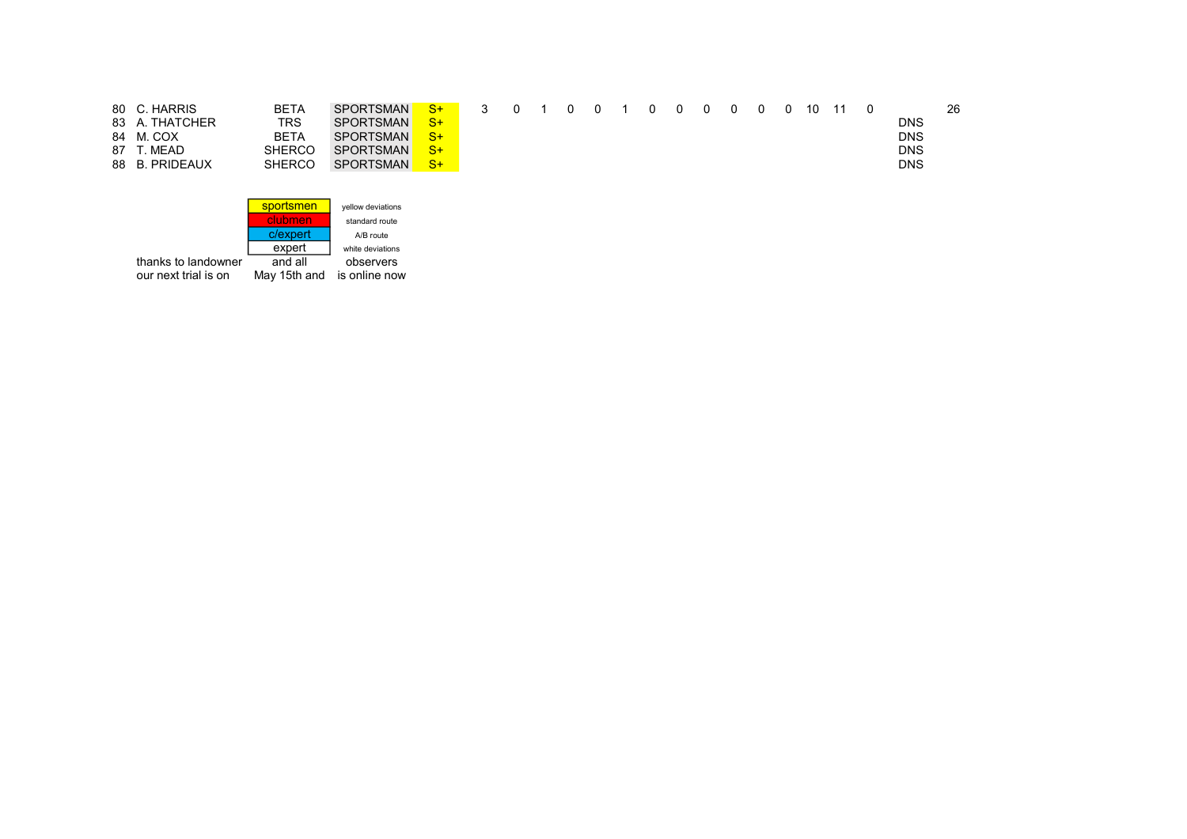| | | | | | | | | | | | | | | | | | | | | | | |
|---|---|---|---|---|---|---|---|---|---|---|---|---|---|---|---|---|---|---|---|---|---|---|
| 80 | C. HARRIS | BETA | SPORTSMAN | S+ | 3 | 0 | 1 | 0 | 0 | 1 | 0 | 0 | 0 | 0 | 0 | 0 | 10 | 11 | 0 | | | 26 |
| 83 | A. THATCHER | TRS | SPORTSMAN | S+ | | | | | | | | | | | | | | | | | DNS | |
| 84 | M. COX | BETA | SPORTSMAN | S+ | | | | | | | | | | | | | | | | | DNS | |
| 87 | T. MEAD | SHERCO | SPORTSMAN | S+ | | | | | | | | | | | | | | | | | DNS | |
| 88 | B. PRIDEAUX | SHERCO | SPORTSMAN | S+ | | | | | | | | | | | | | | | | | DNS | |

| | | |
|---|---|---|
| | sportsmen | yellow deviations |
| | clubmen | standard route |
| | c/expert | A/B route |
| | expert | white deviations |
| thanks to landowner | and all | observers |
| our next trial is on | May 15th and | is online now |